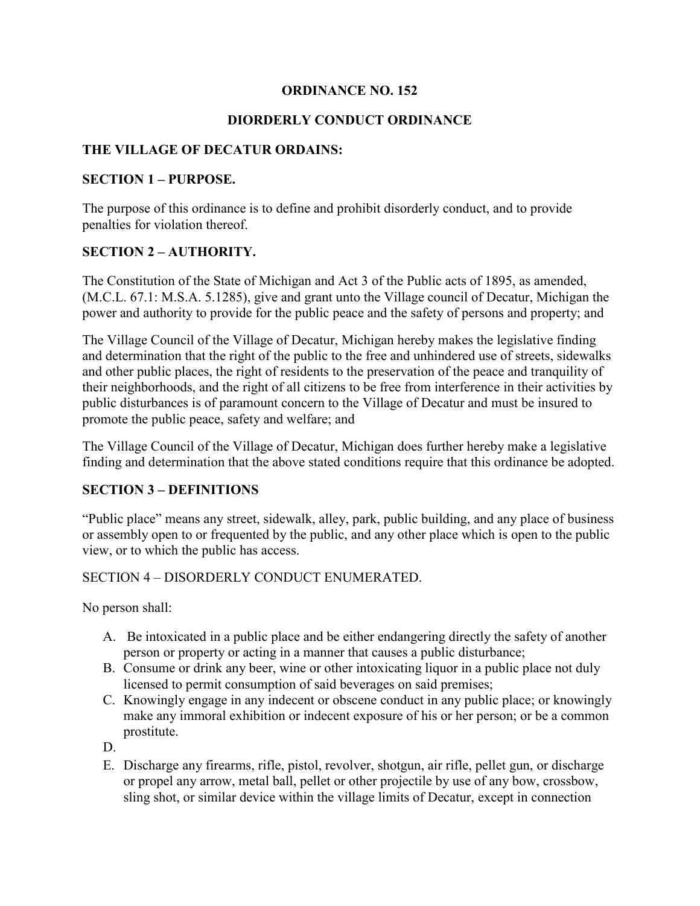**ORDINANCE NO. 152**

**DIORDERLY CONDUCT ORDINANCE**

**THE VILLAGE OF DECATUR ORDAINS:**

**SECTION 1 – PURPOSE.**

The purpose of this ordinance is to define and prohibit disorderly conduct, and to provide penalties for violation thereof.

**SECTION 2 – AUTHORITY.**

The Constitution of the State of Michigan and Act 3 of the Public acts of 1895, as amended, (M.C.L. 67.1: M.S.A. 5.1285), give and grant unto the Village council of Decatur, Michigan the power and authority to provide for the public peace and the safety of persons and property; and

The Village Council of the Village of Decatur, Michigan hereby makes the legislative finding and determination that the right of the public to the free and unhindered use of streets, sidewalks and other public places, the right of residents to the preservation of the peace and tranquility of their neighborhoods, and the right of all citizens to be free from interference in their activities by public disturbances is of paramount concern to the Village of Decatur and must be insured to promote the public peace, safety and welfare; and

The Village Council of the Village of Decatur, Michigan does further hereby make a legislative finding and determination that the above stated conditions require that this ordinance be adopted.

**SECTION 3 – DEFINITIONS**

"Public place" means any street, sidewalk, alley, park, public building, and any place of business or assembly open to or frequented by the public, and any other place which is open to the public view, or to which the public has access.

SECTION 4 – DISORDERLY CONDUCT ENUMERATED.

No person shall:

A. Be intoxicated in a public place and be either endangering directly the safety of another person or property or acting in a manner that causes a public disturbance;
B. Consume or drink any beer, wine or other intoxicating liquor in a public place not duly licensed to permit consumption of said beverages on said premises;
C. Knowingly engage in any indecent or obscene conduct in any public place; or knowingly make any immoral exhibition or indecent exposure of his or her person; or be a common prostitute.
D.
E. Discharge any firearms, rifle, pistol, revolver, shotgun, air rifle, pellet gun, or discharge or propel any arrow, metal ball, pellet or other projectile by use of any bow, crossbow, sling shot, or similar device within the village limits of Decatur, except in connection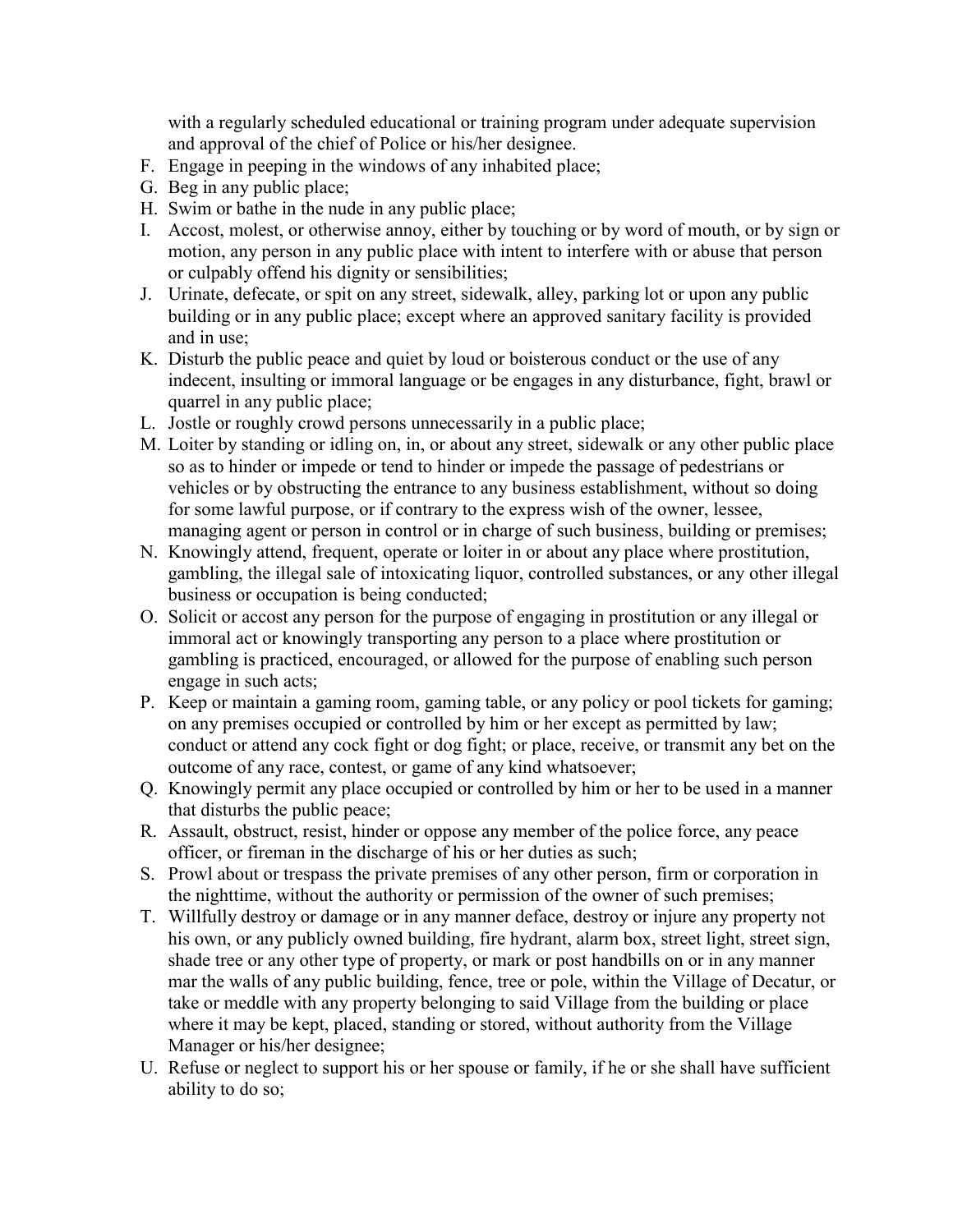with a regularly scheduled educational or training program under adequate supervision and approval of the chief of Police or his/her designee.

F. Engage in peeping in the windows of any inhabited place;
G. Beg in any public place;
H. Swim or bathe in the nude in any public place;
I. Accost, molest, or otherwise annoy, either by touching or by word of mouth, or by sign or motion, any person in any public place with intent to interfere with or abuse that person or culpably offend his dignity or sensibilities;
J. Urinate, defecate, or spit on any street, sidewalk, alley, parking lot or upon any public building or in any public place; except where an approved sanitary facility is provided and in use;
K. Disturb the public peace and quiet by loud or boisterous conduct or the use of any indecent, insulting or immoral language or be engages in any disturbance, fight, brawl or quarrel in any public place;
L. Jostle or roughly crowd persons unnecessarily in a public place;
M. Loiter by standing or idling on, in, or about any street, sidewalk or any other public place so as to hinder or impede or tend to hinder or impede the passage of pedestrians or vehicles or by obstructing the entrance to any business establishment, without so doing for some lawful purpose, or if contrary to the express wish of the owner, lessee, managing agent or person in control or in charge of such business, building or premises;
N. Knowingly attend, frequent, operate or loiter in or about any place where prostitution, gambling, the illegal sale of intoxicating liquor, controlled substances, or any other illegal business or occupation is being conducted;
O. Solicit or accost any person for the purpose of engaging in prostitution or any illegal or immoral act or knowingly transporting any person to a place where prostitution or gambling is practiced, encouraged, or allowed for the purpose of enabling such person engage in such acts;
P. Keep or maintain a gaming room, gaming table, or any policy or pool tickets for gaming; on any premises occupied or controlled by him or her except as permitted by law; conduct or attend any cock fight or dog fight; or place, receive, or transmit any bet on the outcome of any race, contest, or game of any kind whatsoever;
Q. Knowingly permit any place occupied or controlled by him or her to be used in a manner that disturbs the public peace;
R. Assault, obstruct, resist, hinder or oppose any member of the police force, any peace officer, or fireman in the discharge of his or her duties as such;
S. Prowl about or trespass the private premises of any other person, firm or corporation in the nighttime, without the authority or permission of the owner of such premises;
T. Willfully destroy or damage or in any manner deface, destroy or injure any property not his own, or any publicly owned building, fire hydrant, alarm box, street light, street sign, shade tree or any other type of property, or mark or post handbills on or in any manner mar the walls of any public building, fence, tree or pole, within the Village of Decatur, or take or meddle with any property belonging to said Village from the building or place where it may be kept, placed, standing or stored, without authority from the Village Manager or his/her designee;
U. Refuse or neglect to support his or her spouse or family, if he or she shall have sufficient ability to do so;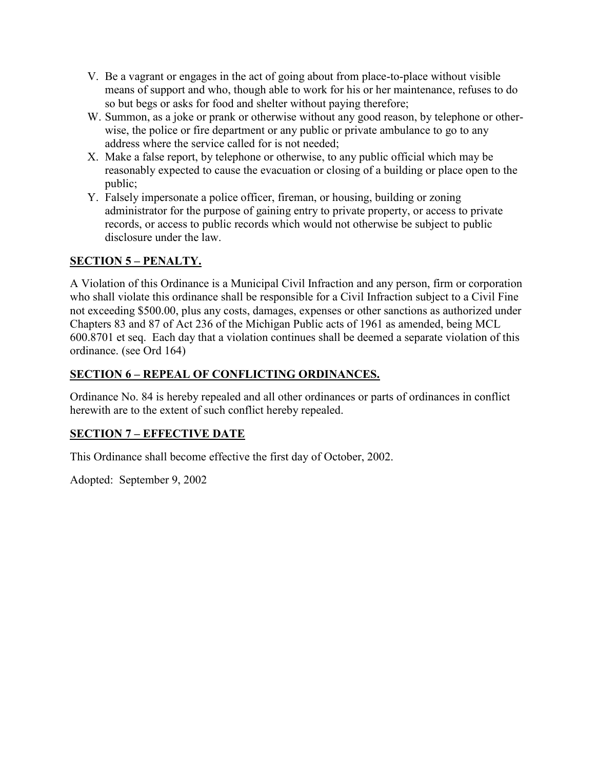V. Be a vagrant or engages in the act of going about from place-to-place without visible means of support and who, though able to work for his or her maintenance, refuses to do so but begs or asks for food and shelter without paying therefore;

W. Summon, as a joke or prank or otherwise without any good reason, by telephone or otherwise, the police or fire department or any public or private ambulance to go to any address where the service called for is not needed;

X. Make a false report, by telephone or otherwise, to any public official which may be reasonably expected to cause the evacuation or closing of a building or place open to the public;

Y. Falsely impersonate a police officer, fireman, or housing, building or zoning administrator for the purpose of gaining entry to private property, or access to private records, or access to public records which would not otherwise be subject to public disclosure under the law.

## SECTION 5 – PENALTY.

A Violation of this Ordinance is a Municipal Civil Infraction and any person, firm or corporation who shall violate this ordinance shall be responsible for a Civil Infraction subject to a Civil Fine not exceeding $500.00, plus any costs, damages, expenses or other sanctions as authorized under Chapters 83 and 87 of Act 236 of the Michigan Public acts of 1961 as amended, being MCL 600.8701 et seq. Each day that a violation continues shall be deemed a separate violation of this ordinance. (see Ord 164)

## SECTION 6 – REPEAL OF CONFLICTING ORDINANCES.

Ordinance No. 84 is hereby repealed and all other ordinances or parts of ordinances in conflict herewith are to the extent of such conflict hereby repealed.

## SECTION 7 – EFFECTIVE DATE

This Ordinance shall become effective the first day of October, 2002.

Adopted: September 9, 2002